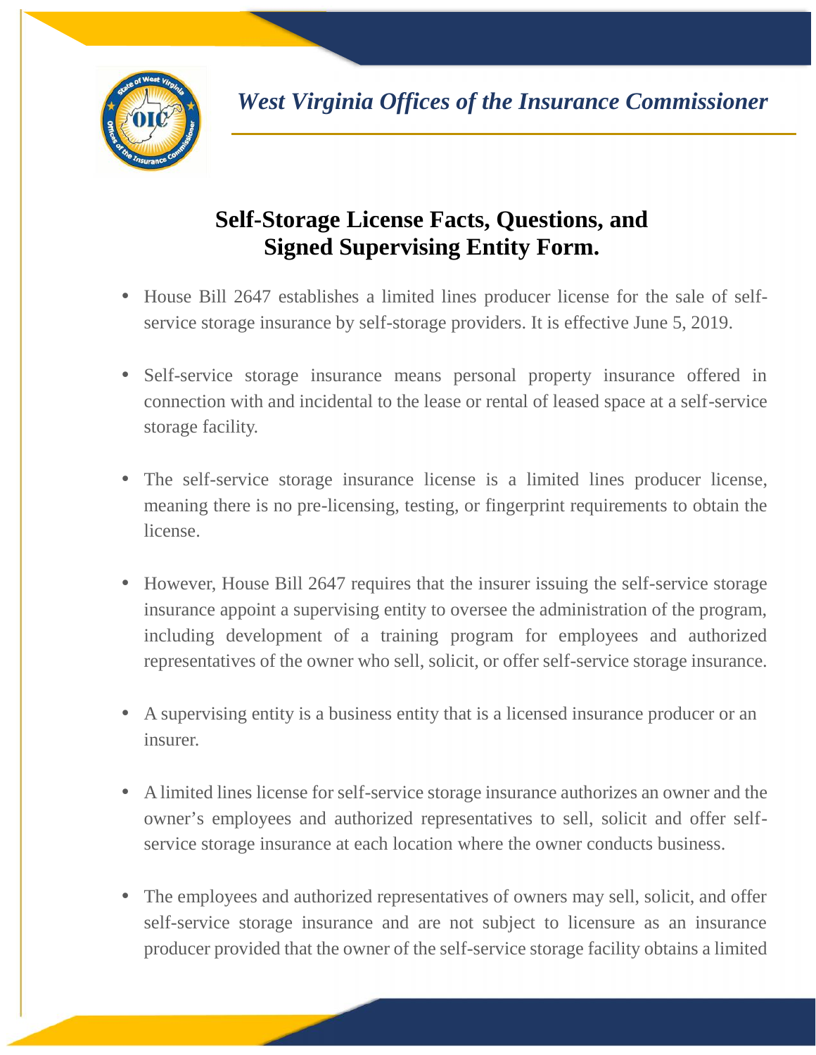*West Virginia Offices of the Insurance Commissioner*

# Self-Storage License Facts, Questions, and Signed Supervising Entity Form.

- House Bill 2647 establishes a limited lines producer license for the sale of self-service storage insurance by self-storage providers. It is effective June 5, 2019.

- Self-service storage insurance means personal property insurance offered in connection with and incidental to the lease or rental of leased space at a self-service storage facility.

- The self-service storage insurance license is a limited lines producer license, meaning there is no pre-licensing, testing, or fingerprint requirements to obtain the license.

- However, House Bill 2647 requires that the insurer issuing the self-service storage insurance appoint a supervising entity to oversee the administration of the program, including development of a training program for employees and authorized representatives of the owner who sell, solicit, or offer self-service storage insurance.

- A supervising entity is a business entity that is a licensed insurance producer or an insurer.

- A limited lines license for self-service storage insurance authorizes an owner and the owner's employees and authorized representatives to sell, solicit and offer self-service storage insurance at each location where the owner conducts business.

- The employees and authorized representatives of owners may sell, solicit, and offer self-service storage insurance and are not subject to licensure as an insurance producer provided that the owner of the self-service storage facility obtains a limited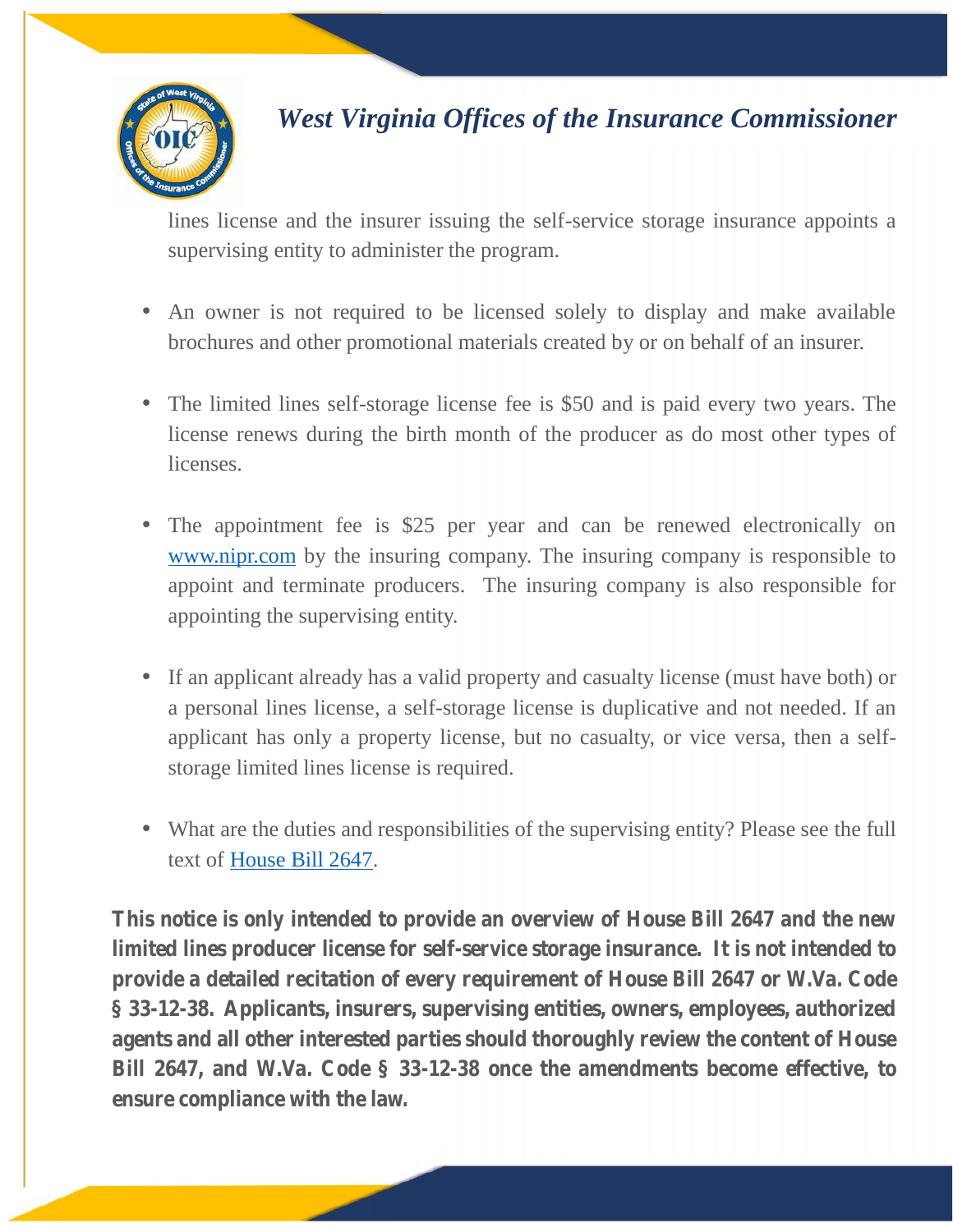lines license and the insurer issuing the self-service storage insurance appoints a supervising entity to administer the program.

- An owner is not required to be licensed solely to display and make available brochures and other promotional materials created by or on behalf of an insurer.

- The limited lines self-storage license fee is $50 and is paid every two years. The license renews during the birth month of the producer as do most other types of licenses.

- The appointment fee is $25 per year and can be renewed electronically on [www.nipr.com](http://www.nipr.com) by the insuring company. The insuring company is responsible to appoint and terminate producers. The insuring company is also responsible for appointing the supervising entity.

- If an applicant already has a valid property and casualty license (must have both) or a personal lines license, a self-storage license is duplicative and not needed. If an applicant has only a property license, but no casualty, or vice versa, then a self-storage limited lines license is required.

- What are the duties and responsibilities of the supervising entity? Please see the full text of [House Bill 2647](#).

**This notice is only intended to provide an overview of House Bill 2647 and the new limited lines producer license for self-service storage insurance. It is not intended to provide a detailed recitation of every requirement of House Bill 2647 or W.Va. Code § 33-12-38. Applicants, insurers, supervising entities, owners, employees, authorized agents and all other interested parties should thoroughly review the content of House Bill 2647, and W.Va. Code § 33-12-38 once the amendments become effective, to ensure compliance with the law.**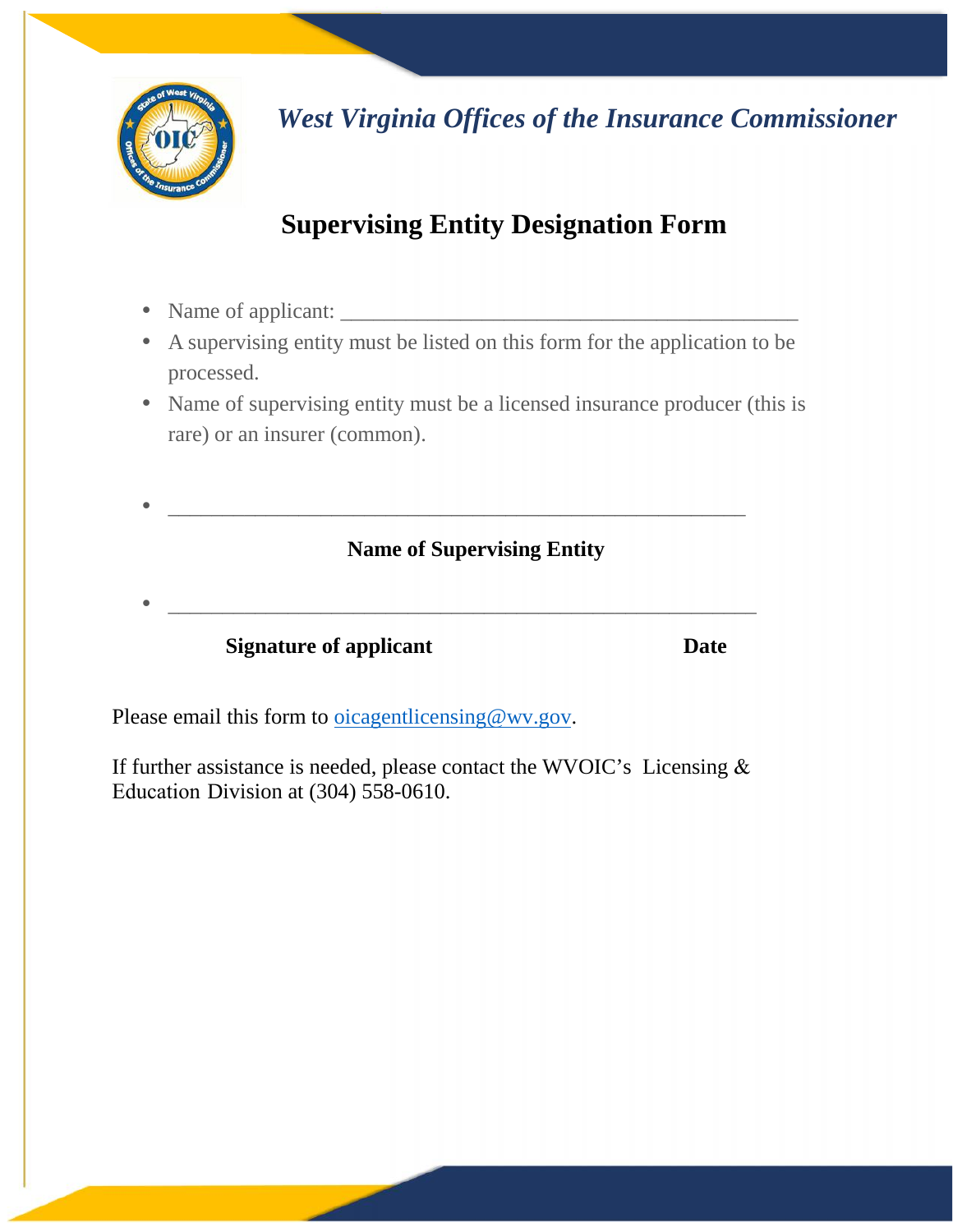*West Virginia Offices of the Insurance Commissioner*

# Supervising Entity Designation Form

- Name of applicant: ___________________________________________
- A supervising entity must be listed on this form for the application to be processed.
- Name of supervising entity must be a licensed insurance producer (this is rare) or an insurer (common).

- _______________________________________________________

**Name of Supervising Entity**

- ________________________________________________________

**Signature of applicant** **Date**

Please email this form to oicagentlicensing@wv.gov.

If further assistance is needed, please contact the WVOIC's Licensing & Education Division at (304) 558-0610.